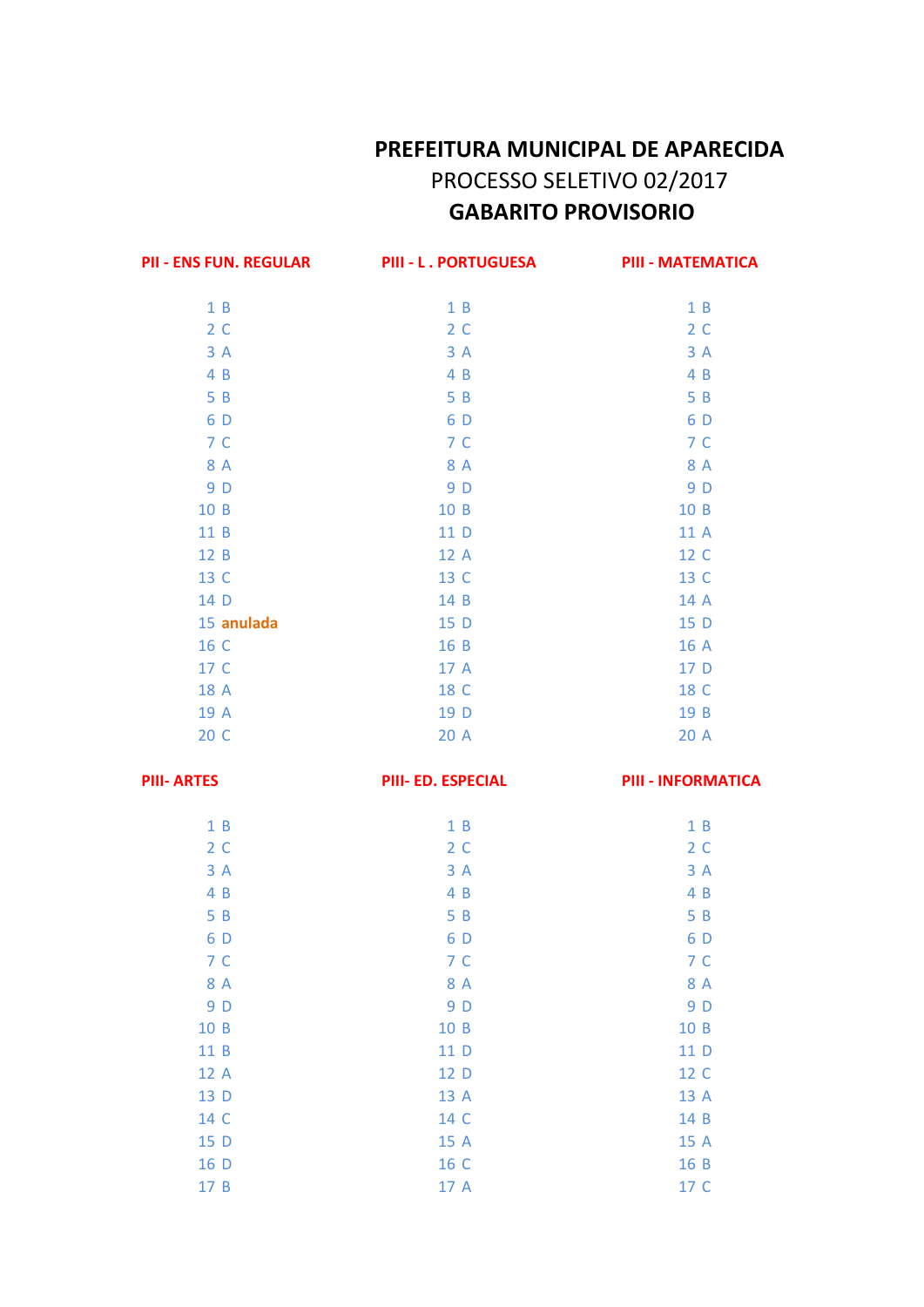# PREFEITURA MUNICIPAL DE APARECIDA

PROCESSO SELETIVO 02/2017

## GABARITO PROVISORIO

| PII - ENS FUN. REGULAR | | PIII - L . PORTUGUESA | | PIII - MATEMATICA | |
|---|---|---|---|---|---|
| 1 | B | 1 | B | 1 | B |
| 2 | C | 2 | C | 2 | C |
| 3 | A | 3 | A | 3 | A |
| 4 | B | 4 | B | 4 | B |
| 5 | B | 5 | B | 5 | B |
| 6 | D | 6 | D | 6 | D |
| 7 | C | 7 | C | 7 | C |
| 8 | A | 8 | A | 8 | A |
| 9 | D | 9 | D | 9 | D |
| 10 | B | 10 | B | 10 | B |
| 11 | B | 11 | D | 11 | A |
| 12 | B | 12 | A | 12 | C |
| 13 | C | 13 | C | 13 | C |
| 14 | D | 14 | B | 14 | A |
| 15 | **anulada** | 15 | D | 15 | D |
| 16 | C | 16 | B | 16 | A |
| 17 | C | 17 | A | 17 | D |
| 18 | A | 18 | C | 18 | C |
| 19 | A | 19 | D | 19 | B |
| 20 | C | 20 | A | 20 | A |

| PIII- ARTES | | PIII- ED. ESPECIAL | | PIII - INFORMATICA | |
|---|---|---|---|---|---|
| 1 | B | 1 | B | 1 | B |
| 2 | C | 2 | C | 2 | C |
| 3 | A | 3 | A | 3 | A |
| 4 | B | 4 | B | 4 | B |
| 5 | B | 5 | B | 5 | B |
| 6 | D | 6 | D | 6 | D |
| 7 | C | 7 | C | 7 | C |
| 8 | A | 8 | A | 8 | A |
| 9 | D | 9 | D | 9 | D |
| 10 | B | 10 | B | 10 | B |
| 11 | B | 11 | D | 11 | D |
| 12 | A | 12 | D | 12 | C |
| 13 | D | 13 | A | 13 | A |
| 14 | C | 14 | C | 14 | B |
| 15 | D | 15 | A | 15 | A |
| 16 | D | 16 | C | 16 | B |
| 17 | B | 17 | A | 17 | C |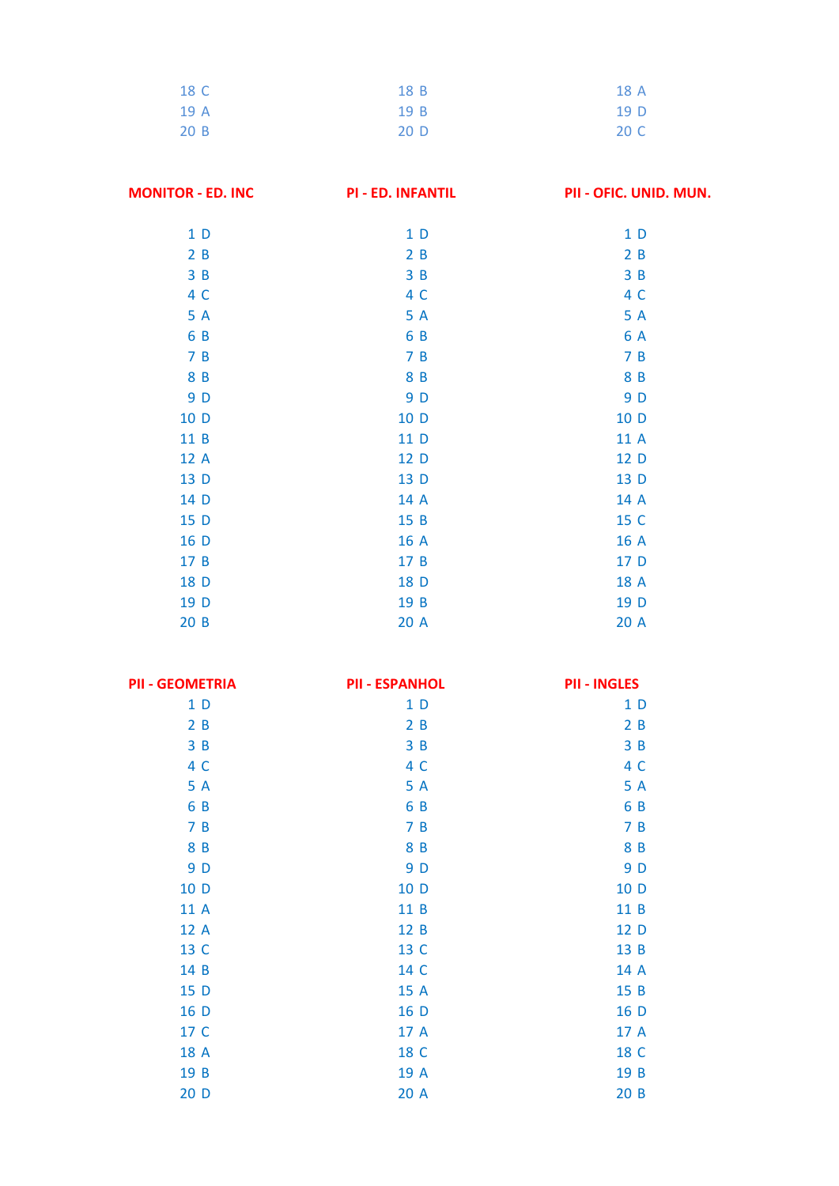| | | |
|---|---|---|
| 18 C | 18 B | 18 A |
| 19 A | 19 B | 19 D |
| 20 B | 20 D | 20 C |

| MONITOR - ED. INC | PI - ED. INFANTIL | PII - OFIC. UNID. MUN. |
|---|---|---|
| 1 D | 1 D | 1 D |
| 2 B | 2 B | 2 B |
| 3 B | 3 B | 3 B |
| 4 C | 4 C | 4 C |
| 5 A | 5 A | 5 A |
| 6 B | 6 B | 6 A |
| 7 B | 7 B | 7 B |
| 8 B | 8 B | 8 B |
| 9 D | 9 D | 9 D |
| 10 D | 10 D | 10 D |
| 11 B | 11 D | 11 A |
| 12 A | 12 D | 12 D |
| 13 D | 13 D | 13 D |
| 14 D | 14 A | 14 A |
| 15 D | 15 B | 15 C |
| 16 D | 16 A | 16 A |
| 17 B | 17 B | 17 D |
| 18 D | 18 D | 18 A |
| 19 D | 19 B | 19 D |
| 20 B | 20 A | 20 A |

| PII - GEOMETRIA | PII - ESPANHOL | PII - INGLES |
|---|---|---|
| 1 D | 1 D | 1 D |
| 2 B | 2 B | 2 B |
| 3 B | 3 B | 3 B |
| 4 C | 4 C | 4 C |
| 5 A | 5 A | 5 A |
| 6 B | 6 B | 6 B |
| 7 B | 7 B | 7 B |
| 8 B | 8 B | 8 B |
| 9 D | 9 D | 9 D |
| 10 D | 10 D | 10 D |
| 11 A | 11 B | 11 B |
| 12 A | 12 B | 12 D |
| 13 C | 13 C | 13 B |
| 14 B | 14 C | 14 A |
| 15 D | 15 A | 15 B |
| 16 D | 16 D | 16 D |
| 17 C | 17 A | 17 A |
| 18 A | 18 C | 18 C |
| 19 B | 19 A | 19 B |
| 20 D | 20 A | 20 B |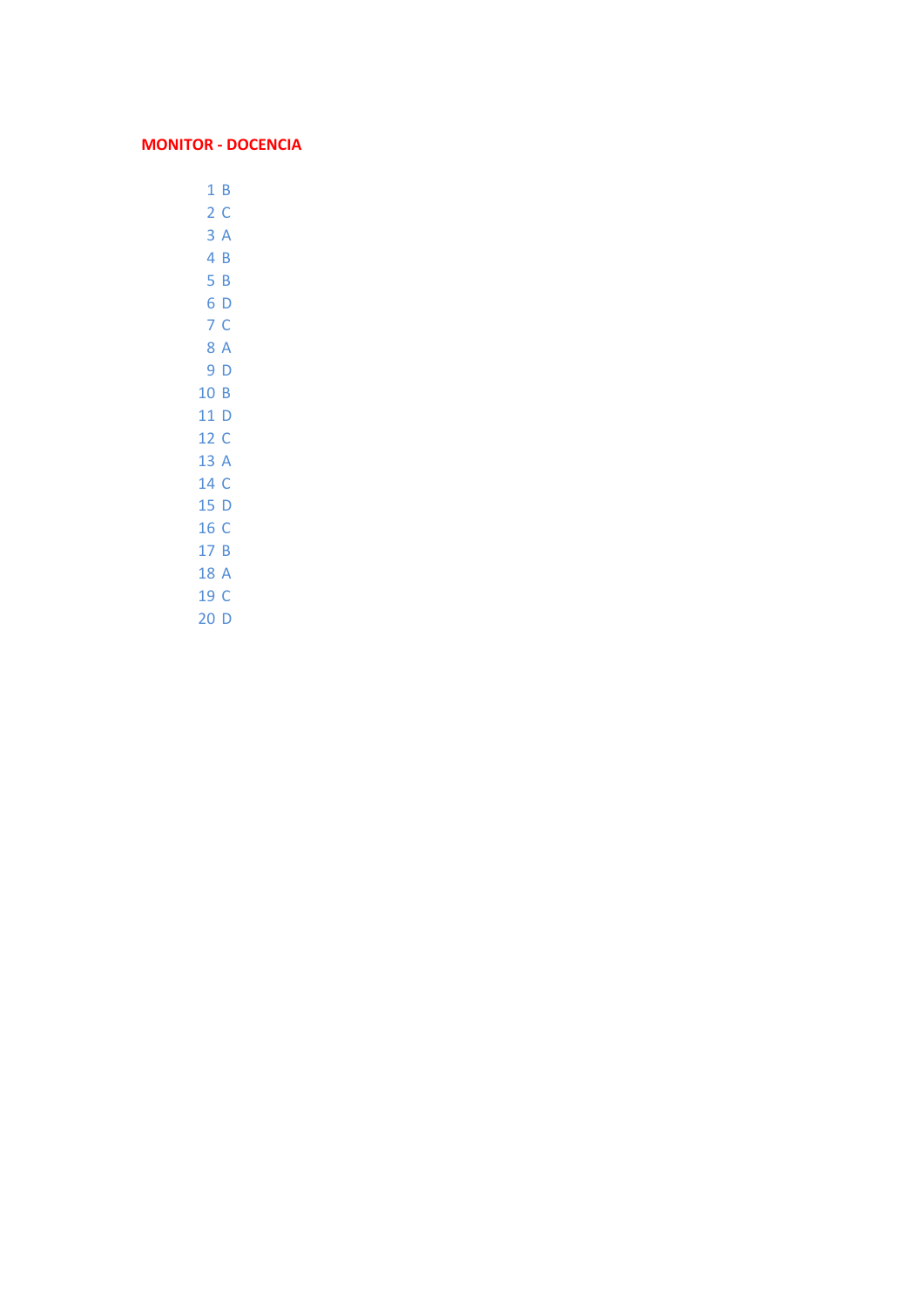**MONITOR - DOCENCIA**

| | |
|---|---|
| 1 | B |
| 2 | C |
| 3 | A |
| 4 | B |
| 5 | B |
| 6 | D |
| 7 | C |
| 8 | A |
| 9 | D |
| 10 | B |
| 11 | D |
| 12 | C |
| 13 | A |
| 14 | C |
| 15 | D |
| 16 | C |
| 17 | B |
| 18 | A |
| 19 | C |
| 20 | D |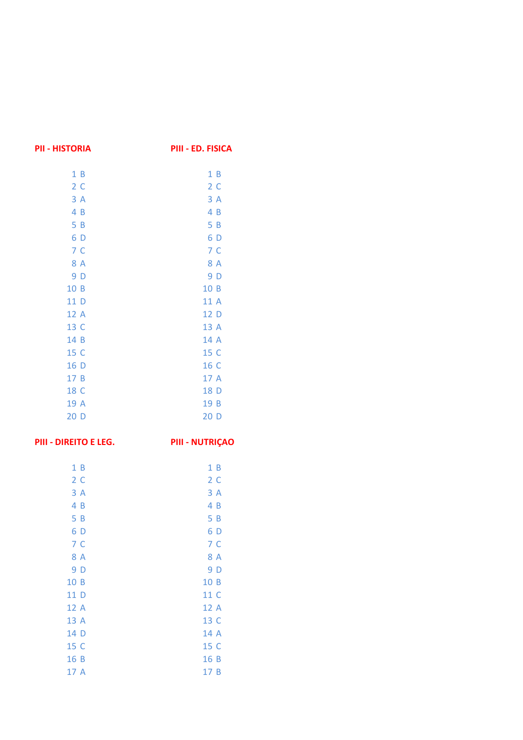**PII - HISTORIA**

| | |
|---|---|
| 1 | B |
| 2 | C |
| 3 | A |
| 4 | B |
| 5 | B |
| 6 | D |
| 7 | C |
| 8 | A |
| 9 | D |
| 10 | B |
| 11 | D |
| 12 | A |
| 13 | C |
| 14 | B |
| 15 | C |
| 16 | D |
| 17 | B |
| 18 | C |
| 19 | A |
| 20 | D |

**PIII - ED. FISICA**

| | |
|---|---|
| 1 | B |
| 2 | C |
| 3 | A |
| 4 | B |
| 5 | B |
| 6 | D |
| 7 | C |
| 8 | A |
| 9 | D |
| 10 | B |
| 11 | A |
| 12 | D |
| 13 | A |
| 14 | A |
| 15 | C |
| 16 | C |
| 17 | A |
| 18 | D |
| 19 | B |
| 20 | D |

**PIII - DIREITO E LEG.**

| | |
|---|---|
| 1 | B |
| 2 | C |
| 3 | A |
| 4 | B |
| 5 | B |
| 6 | D |
| 7 | C |
| 8 | A |
| 9 | D |
| 10 | B |
| 11 | D |
| 12 | A |
| 13 | A |
| 14 | D |
| 15 | C |
| 16 | B |
| 17 | A |

**PIII - NUTRIÇAO**

| | |
|---|---|
| 1 | B |
| 2 | C |
| 3 | A |
| 4 | B |
| 5 | B |
| 6 | D |
| 7 | C |
| 8 | A |
| 9 | D |
| 10 | B |
| 11 | C |
| 12 | A |
| 13 | C |
| 14 | A |
| 15 | C |
| 16 | B |
| 17 | B |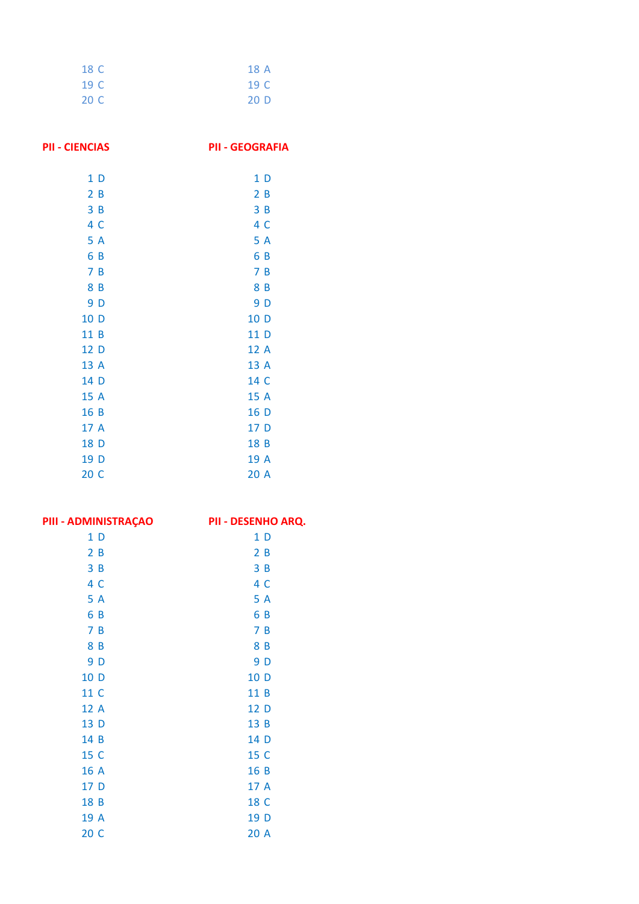| | |
|---|---|
| 18 C | 18 A |
| 19 C | 19 C |
| 20 C | 20 D |

| PII - CIENCIAS | PII - GEOGRAFIA |
|---|---|
| 1 D | 1 D |
| 2 B | 2 B |
| 3 B | 3 B |
| 4 C | 4 C |
| 5 A | 5 A |
| 6 B | 6 B |
| 7 B | 7 B |
| 8 B | 8 B |
| 9 D | 9 D |
| 10 D | 10 D |
| 11 B | 11 D |
| 12 D | 12 A |
| 13 A | 13 A |
| 14 D | 14 C |
| 15 A | 15 A |
| 16 B | 16 D |
| 17 A | 17 D |
| 18 D | 18 B |
| 19 D | 19 A |
| 20 C | 20 A |

| PIII - ADMINISTRAÇAO | PII - DESENHO ARQ. |
|---|---|
| 1 D | 1 D |
| 2 B | 2 B |
| 3 B | 3 B |
| 4 C | 4 C |
| 5 A | 5 A |
| 6 B | 6 B |
| 7 B | 7 B |
| 8 B | 8 B |
| 9 D | 9 D |
| 10 D | 10 D |
| 11 C | 11 B |
| 12 A | 12 D |
| 13 D | 13 B |
| 14 B | 14 D |
| 15 C | 15 C |
| 16 A | 16 B |
| 17 D | 17 A |
| 18 B | 18 C |
| 19 A | 19 D |
| 20 C | 20 A |